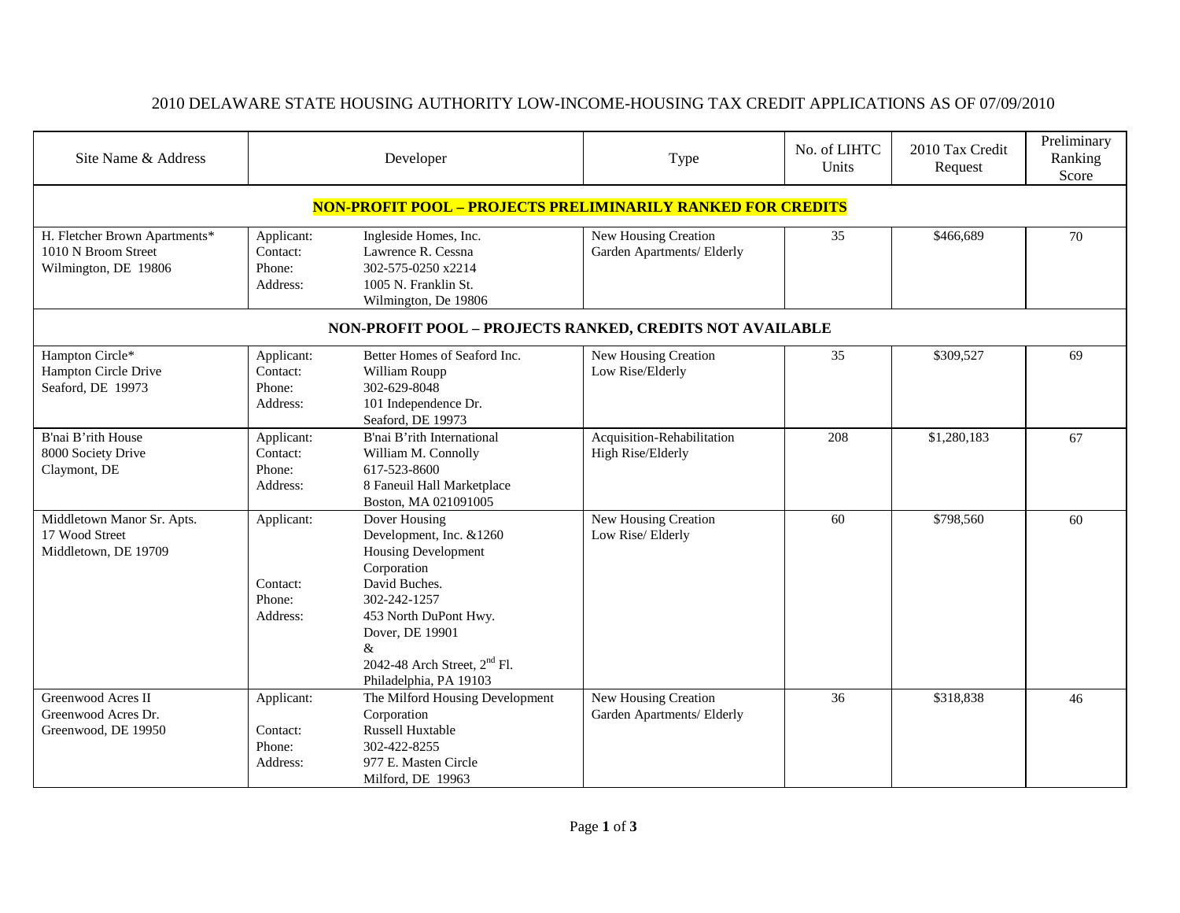# 2010 DELAWARE STATE HOUSING AUTHORITY LOW-INCOME-HOUSING TAX CREDIT APPLICATIONS AS OF 07/09/2010

| Site Name & Address | Developer | | Type | No. of LIHTC Units | 2010 Tax Credit Request | Preliminary Ranking Score |
|---|---|---|---|---|---|---|
| **NON-PROFIT POOL – PROJECTS PRELIMINARILY RANKED FOR CREDITS** | | | | | | |
| H. Fletcher Brown Apartments*<br>1010 N Broom Street<br>Wilmington, DE 19806 | Applicant:<br>Contact:<br>Phone:<br>Address: | Ingleside Homes, Inc.<br>Lawrence R. Cessna<br>302-575-0250 x2214<br>1005 N. Franklin St.<br>Wilmington, De 19806 | New Housing Creation<br>Garden Apartments/ Elderly | 35 | \$466,689 | 70 |
| **NON-PROFIT POOL – PROJECTS RANKED, CREDITS NOT AVAILABLE** | | | | | | |
| Hampton Circle*<br>Hampton Circle Drive<br>Seaford, DE 19973 | Applicant:<br>Contact:<br>Phone:<br>Address: | Better Homes of Seaford Inc.<br>William Roupp<br>302-629-8048<br>101 Independence Dr.<br>Seaford, DE 19973 | New Housing Creation<br>Low Rise/Elderly | 35 | \$309,527 | 69 |
| B'nai B'rith House<br>8000 Society Drive<br>Claymont, DE | Applicant:<br>Contact:<br>Phone:<br>Address: | B'nai B'rith International<br>William M. Connolly<br>617-523-8600<br>8 Faneuil Hall Marketplace<br>Boston, MA 021091005 | Acquisition-Rehabilitation<br>High Rise/Elderly | 208 | \$1,280,183 | 67 |
| Middletown Manor Sr. Apts.<br>17 Wood Street<br>Middletown, DE 19709 | Applicant:<br><br><br><br>Contact:<br>Phone:<br>Address: | Dover Housing Development, Inc. &1260 Housing Development Corporation<br>David Buches.<br>302-242-1257<br>453 North DuPont Hwy.<br>Dover, DE 19901<br>&<br>2042-48 Arch Street, 2nd Fl.<br>Philadelphia, PA 19103 | New Housing Creation<br>Low Rise/ Elderly | 60 | \$798,560 | 60 |
| Greenwood Acres II<br>Greenwood Acres Dr.<br>Greenwood, DE 19950 | Applicant:<br><br>Contact:<br>Phone:<br>Address: | The Milford Housing Development Corporation<br>Russell Huxtable<br>302-422-8255<br>977 E. Masten Circle<br>Milford, DE 19963 | New Housing Creation<br>Garden Apartments/ Elderly | 36 | \$318,838 | 46 |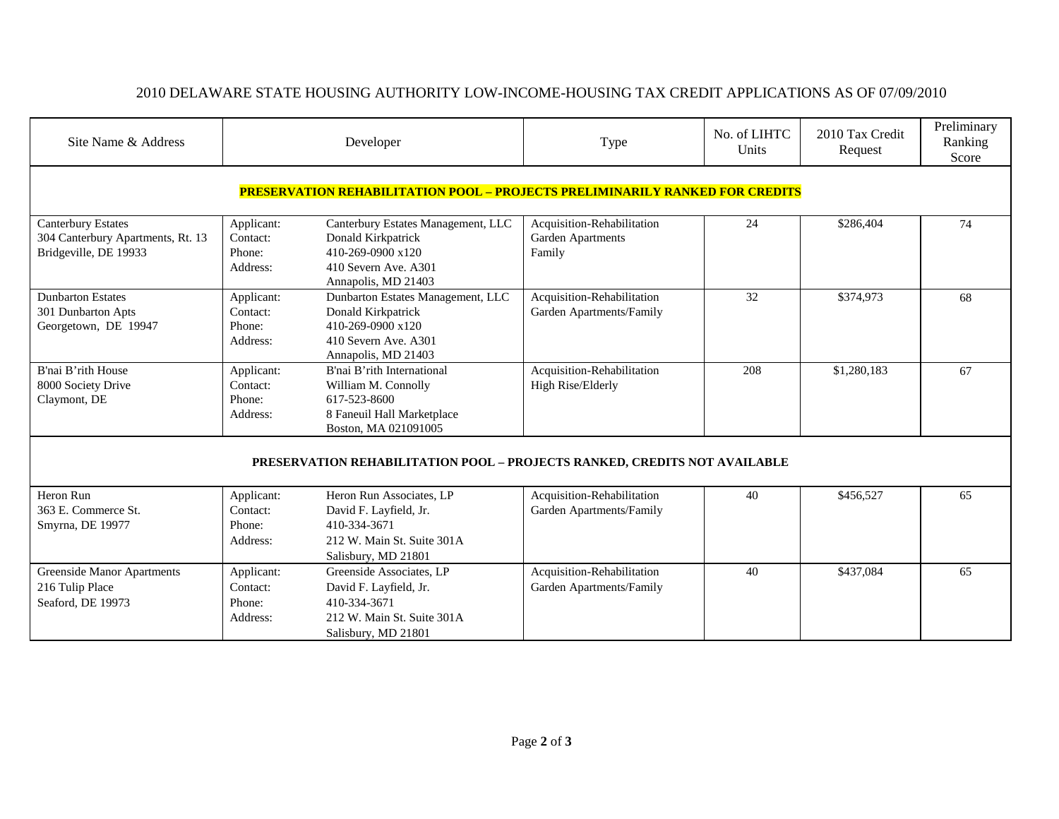# 2010 DELAWARE STATE HOUSING AUTHORITY LOW-INCOME-HOUSING TAX CREDIT APPLICATIONS AS OF 07/09/2010

| Site Name & Address | Developer | | Type | No. of LIHTC Units | 2010 Tax Credit Request | Preliminary Ranking Score |
|---|---|---|---|---|---|---|
| **PRESERVATION REHABILITATION POOL – PROJECTS PRELIMINARILY RANKED FOR CREDITS** | | | | | | |
| Canterbury Estates<br>304 Canterbury Apartments, Rt. 13<br>Bridgeville, DE 19933 | Applicant:<br>Contact:<br>Phone:<br>Address: | Canterbury Estates Management, LLC<br>Donald Kirkpatrick<br>410-269-0900 x120<br>410 Severn Ave. A301<br>Annapolis, MD 21403 | Acquisition-Rehabilitation<br>Garden Apartments<br>Family | 24 | $286,404 | 74 |
| Dunbarton Estates<br>301 Dunbarton Apts<br>Georgetown, DE 19947 | Applicant:<br>Contact:<br>Phone:<br>Address: | Dunbarton Estates Management, LLC<br>Donald Kirkpatrick<br>410-269-0900 x120<br>410 Severn Ave. A301<br>Annapolis, MD 21403 | Acquisition-Rehabilitation<br>Garden Apartments/Family | 32 | $374,973 | 68 |
| B'nai B'rith House<br>8000 Society Drive<br>Claymont, DE | Applicant:<br>Contact:<br>Phone:<br>Address: | B'nai B'rith International<br>William M. Connolly<br>617-523-8600<br>8 Faneuil Hall Marketplace<br>Boston, MA 021091005 | Acquisition-Rehabilitation<br>High Rise/Elderly | 208 | $1,280,183 | 67 |
| **PRESERVATION REHABILITATION POOL – PROJECTS RANKED, CREDITS NOT AVAILABLE** | | | | | | |
| Heron Run<br>363 E. Commerce St.<br>Smyrna, DE 19977 | Applicant:<br>Contact:<br>Phone:<br>Address: | Heron Run Associates, LP<br>David F. Layfield, Jr.<br>410-334-3671<br>212 W. Main St. Suite 301A<br>Salisbury, MD 21801 | Acquisition-Rehabilitation<br>Garden Apartments/Family | 40 | $456,527 | 65 |
| Greenside Manor Apartments<br>216 Tulip Place<br>Seaford, DE 19973 | Applicant:<br>Contact:<br>Phone:<br>Address: | Greenside Associates, LP<br>David F. Layfield, Jr.<br>410-334-3671<br>212 W. Main St. Suite 301A<br>Salisbury, MD 21801 | Acquisition-Rehabilitation<br>Garden Apartments/Family | 40 | $437,084 | 65 |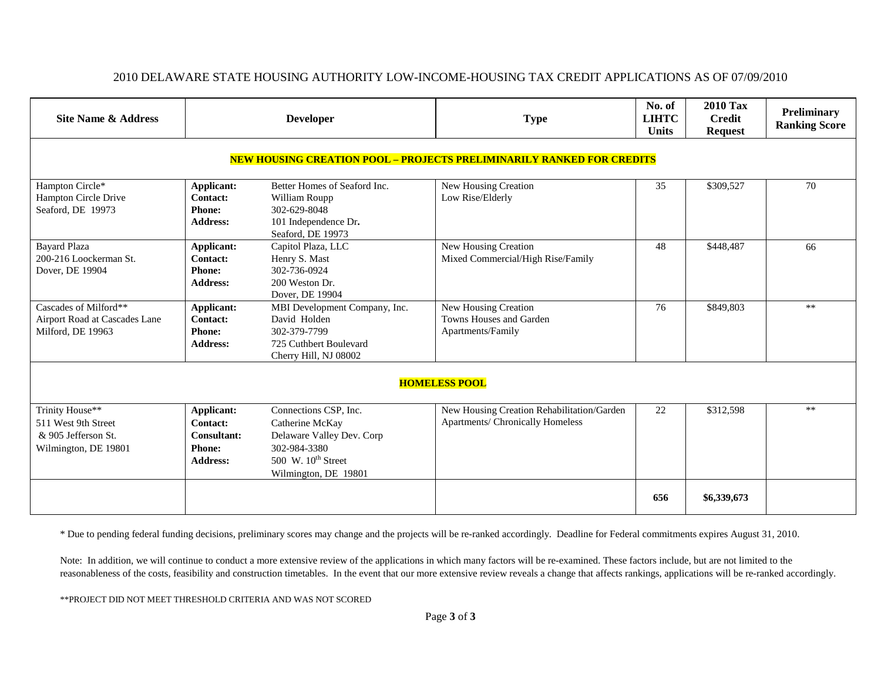## 2010 DELAWARE STATE HOUSING AUTHORITY LOW-INCOME-HOUSING TAX CREDIT APPLICATIONS AS OF 07/09/2010

| Site Name & Address | Developer | | Type | No. of LIHTC Units | 2010 Tax Credit Request | Preliminary Ranking Score |
|---|---|---|---|---|---|---|
| **NEW HOUSING CREATION POOL – PROJECTS PRELIMINARILY RANKED FOR CREDITS** | | | | | | |
| Hampton Circle*<br>Hampton Circle Drive<br>Seaford, DE 19973 | **Applicant:**<br>**Contact:**<br>**Phone:**<br>**Address:** | Better Homes of Seaford Inc.<br>William Roupp<br>302-629-8048<br>101 Independence Dr.<br>Seaford, DE 19973 | New Housing Creation<br>Low Rise/Elderly | 35 | $309,527 | 70 |
| Bayard Plaza<br>200-216 Loockerman St.<br>Dover, DE 19904 | **Applicant:**<br>**Contact:**<br>**Phone:**<br>**Address:** | Capitol Plaza, LLC<br>Henry S. Mast<br>302-736-0924<br>200 Weston Dr.<br>Dover, DE 19904 | New Housing Creation<br>Mixed Commercial/High Rise/Family | 48 | $448,487 | 66 |
| Cascades of Milford**<br>Airport Road at Cascades Lane<br>Milford, DE 19963 | **Applicant:**<br>**Contact:**<br>**Phone:**<br>**Address:** | MBI Development Company, Inc.<br>David Holden<br>302-379-7799<br>725 Cuthbert Boulevard<br>Cherry Hill, NJ 08002 | New Housing Creation<br>Towns Houses and Garden<br>Apartments/Family | 76 | $849,803 | ** |
| **HOMELESS POOL** | | | | | | |
| Trinity House**<br>511 West 9th Street<br>& 905 Jefferson St.<br>Wilmington, DE 19801 | **Applicant:**<br>**Contact:**<br>**Consultant:**<br>**Phone:**<br>**Address:** | Connections CSP, Inc.<br>Catherine McKay<br>Delaware Valley Dev. Corp<br>302-984-3380<br>500 W. 10th Street<br>Wilmington, DE 19801 | New Housing Creation Rehabilitation/Garden Apartments/ Chronically Homeless | 22 | $312,598 | ** |
| | | | | **656** | **$6,339,673** | |

\* Due to pending federal funding decisions, preliminary scores may change and the projects will be re-ranked accordingly. Deadline for Federal commitments expires August 31, 2010.

Note: In addition, we will continue to conduct a more extensive review of the applications in which many factors will be re-examined. These factors include, but are not limited to the reasonableness of the costs, feasibility and construction timetables. In the event that our more extensive review reveals a change that affects rankings, applications will be re-ranked accordingly.

**PROJECT DID NOT MEET THRESHOLD CRITERIA AND WAS NOT SCORED